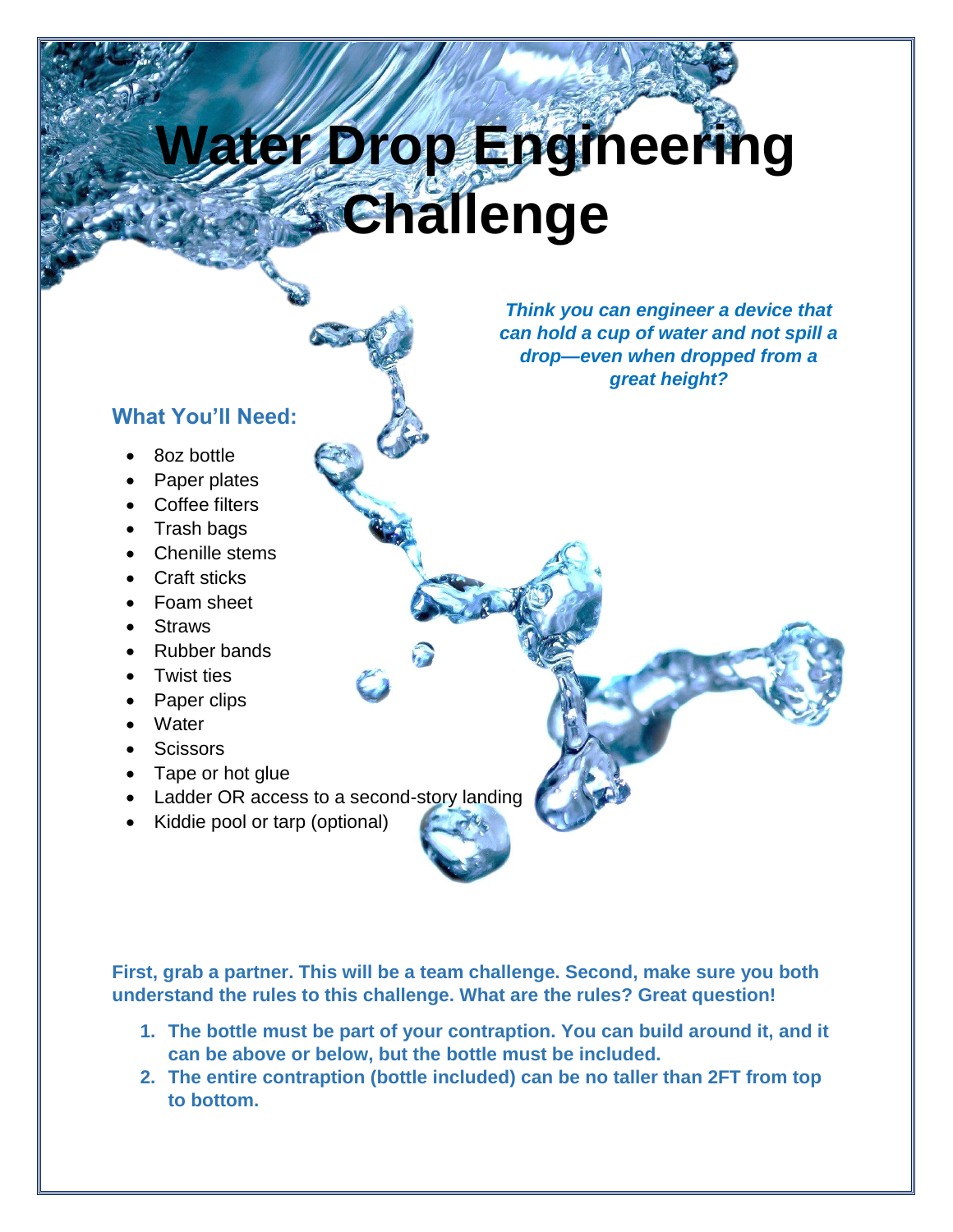# Water Drop Engineering Challenge

***Think you can engineer a device that can hold a cup of water and not spill a drop—even when dropped from a great height?***

## What You'll Need:

- 8oz bottle
- Paper plates
- Coffee filters
- Trash bags
- Chenille stems
- Craft sticks
- Foam sheet
- Straws
- Rubber bands
- Twist ties
- Paper clips
- Water
- Scissors
- Tape or hot glue
- Ladder OR access to a second-story landing
- Kiddie pool or tarp (optional)

**First, grab a partner. This will be a team challenge. Second, make sure you both understand the rules to this challenge. What are the rules? Great question!**

1. **The bottle must be part of your contraption. You can build around it, and it can be above or below, but the bottle must be included.**
2. **The entire contraption (bottle included) can be no taller than 2FT from top to bottom.**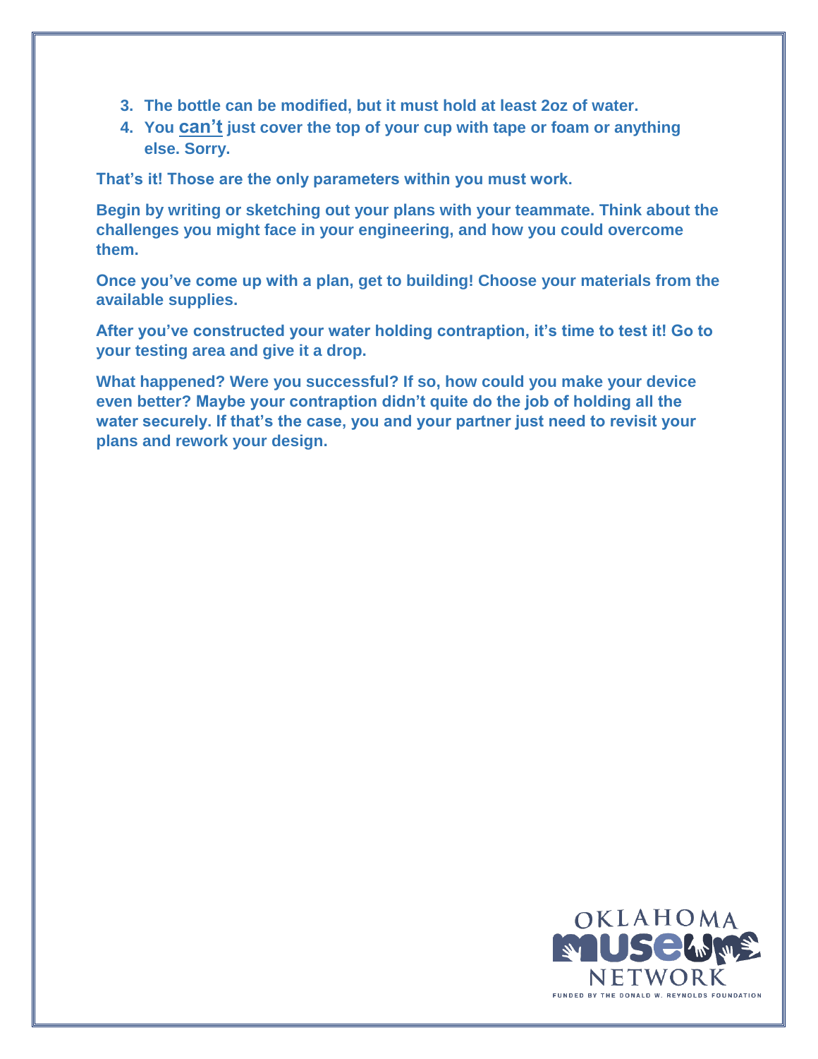3. **The bottle can be modified, but it must hold at least 2oz of water.**
4. **You <u>can't</u> just cover the top of your cup with tape or foam or anything else. Sorry.**

**That's it! Those are the only parameters within you must work.**

**Begin by writing or sketching out your plans with your teammate. Think about the challenges you might face in your engineering, and how you could overcome them.**

**Once you've come up with a plan, get to building! Choose your materials from the available supplies.**

**After you've constructed your water holding contraption, it's time to test it! Go to your testing area and give it a drop.**

**What happened? Were you successful? If so, how could you make your device even better? Maybe your contraption didn't quite do the job of holding all the water securely. If that's the case, you and your partner just need to revisit your plans and rework your design.**

OKLAHOMA MUSEUMS NETWORK
FUNDED BY THE DONALD W. REYNOLDS FOUNDATION